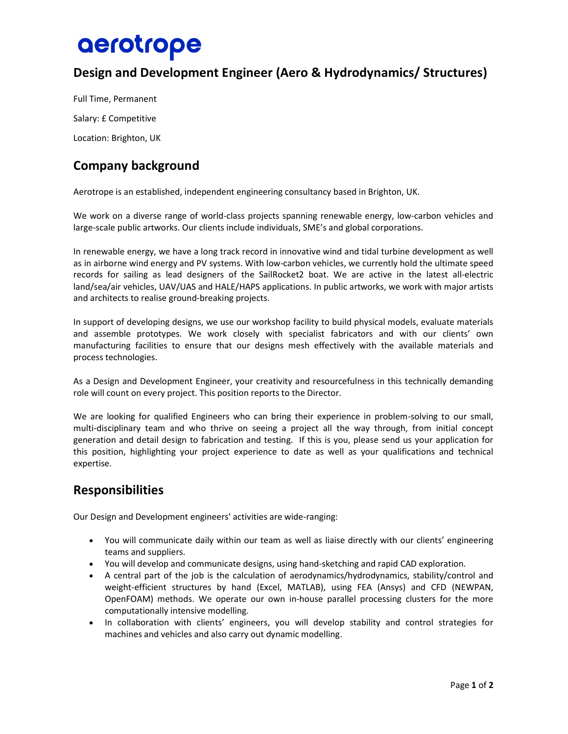# aerotrope

## Design and Development Engineer (Aero & Hydrodynamics/ Structures)

Full Time, Permanent

Salary: £ Competitive

Location: Brighton, UK

## Company background

Aerotrope is an established, independent engineering consultancy based in Brighton, UK.

We work on a diverse range of world-class projects spanning renewable energy, low-carbon vehicles and large-scale public artworks. Our clients include individuals, SME's and global corporations.

In renewable energy, we have a long track record in innovative wind and tidal turbine development as well as in airborne wind energy and PV systems. With low-carbon vehicles, we currently hold the ultimate speed records for sailing as lead designers of the SailRocket2 boat. We are active in the latest all-electric land/sea/air vehicles, UAV/UAS and HALE/HAPS applications. In public artworks, we work with major artists and architects to realise ground-breaking projects.

In support of developing designs, we use our workshop facility to build physical models, evaluate materials and assemble prototypes. We work closely with specialist fabricators and with our clients' own manufacturing facilities to ensure that our designs mesh effectively with the available materials and process technologies.

As a Design and Development Engineer, your creativity and resourcefulness in this technically demanding role will count on every project. This position reports to the Director.

We are looking for qualified Engineers who can bring their experience in problem-solving to our small, multi-disciplinary team and who thrive on seeing a project all the way through, from initial concept generation and detail design to fabrication and testing. If this is you, please send us your application for this position, highlighting your project experience to date as well as your qualifications and technical expertise.

## Responsibilities

Our Design and Development engineers' activities are wide-ranging:

- You will communicate daily within our team as well as liaise directly with our clients' engineering teams and suppliers.
- You will develop and communicate designs, using hand-sketching and rapid CAD exploration.
- A central part of the job is the calculation of aerodynamics/hydrodynamics, stability/control and weight-efficient structures by hand (Excel, MATLAB), using FEA (Ansys) and CFD (NEWPAN, OpenFOAM) methods. We operate our own in-house parallel processing clusters for the more computationally intensive modelling.
- In collaboration with clients' engineers, you will develop stability and control strategies for machines and vehicles and also carry out dynamic modelling.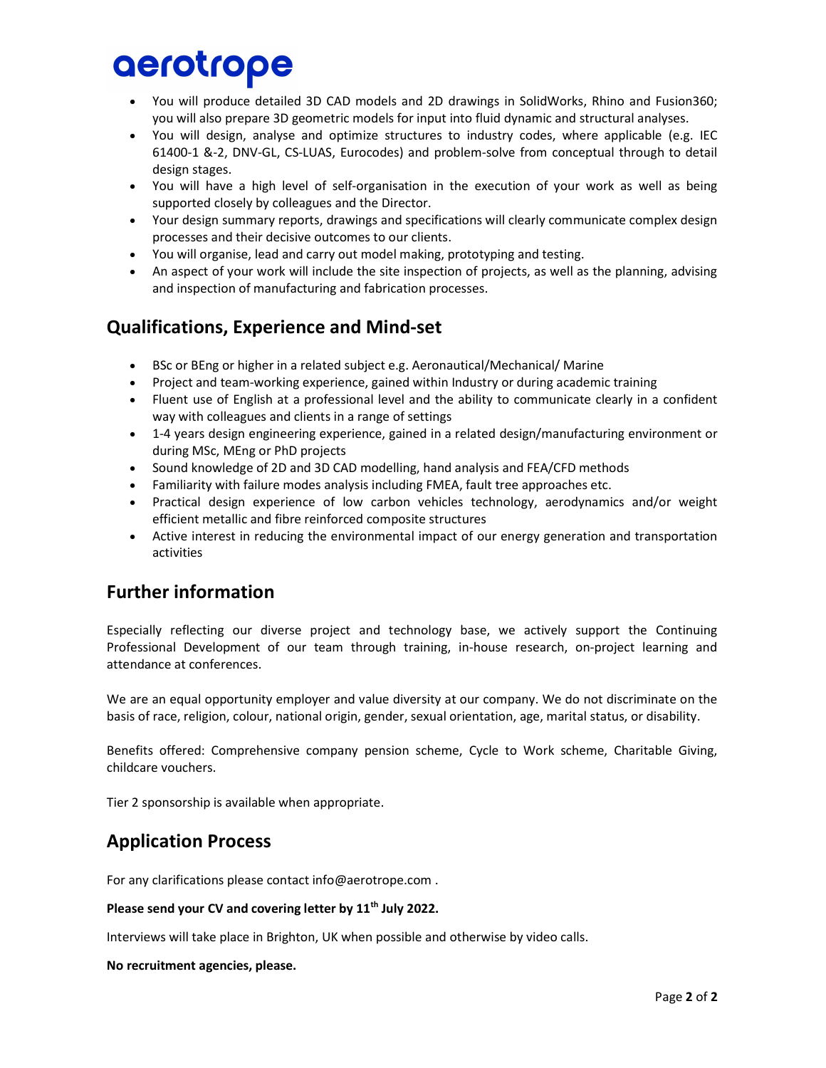- You will produce detailed 3D CAD models and 2D drawings in SolidWorks, Rhino and Fusion360; you will also prepare 3D geometric models for input into fluid dynamic and structural analyses.
- You will design, analyse and optimize structures to industry codes, where applicable (e.g. IEC 61400-1 &-2, DNV-GL, CS-LUAS, Eurocodes) and problem-solve from conceptual through to detail design stages.
- You will have a high level of self-organisation in the execution of your work as well as being supported closely by colleagues and the Director.
- Your design summary reports, drawings and specifications will clearly communicate complex design processes and their decisive outcomes to our clients.
- You will organise, lead and carry out model making, prototyping and testing.
- An aspect of your work will include the site inspection of projects, as well as the planning, advising and inspection of manufacturing and fabrication processes.

## Qualifications, Experience and Mind-set

- BSc or BEng or higher in a related subject e.g. Aeronautical/Mechanical/ Marine
- Project and team-working experience, gained within Industry or during academic training
- Fluent use of English at a professional level and the ability to communicate clearly in a confident way with colleagues and clients in a range of settings
- 1-4 years design engineering experience, gained in a related design/manufacturing environment or during MSc, MEng or PhD projects
- Sound knowledge of 2D and 3D CAD modelling, hand analysis and FEA/CFD methods
- Familiarity with failure modes analysis including FMEA, fault tree approaches etc.
- Practical design experience of low carbon vehicles technology, aerodynamics and/or weight efficient metallic and fibre reinforced composite structures
- Active interest in reducing the environmental impact of our energy generation and transportation activities

## Further information

Especially reflecting our diverse project and technology base, we actively support the Continuing Professional Development of our team through training, in-house research, on-project learning and attendance at conferences.

We are an equal opportunity employer and value diversity at our company. We do not discriminate on the basis of race, religion, colour, national origin, gender, sexual orientation, age, marital status, or disability.

Benefits offered: Comprehensive company pension scheme, Cycle to Work scheme, Charitable Giving, childcare vouchers.

Tier 2 sponsorship is available when appropriate.

## Application Process

For any clarifications please contact info@aerotrope.com .

**Please send your CV and covering letter by 11th July 2022.**

Interviews will take place in Brighton, UK when possible and otherwise by video calls.

**No recruitment agencies, please.**